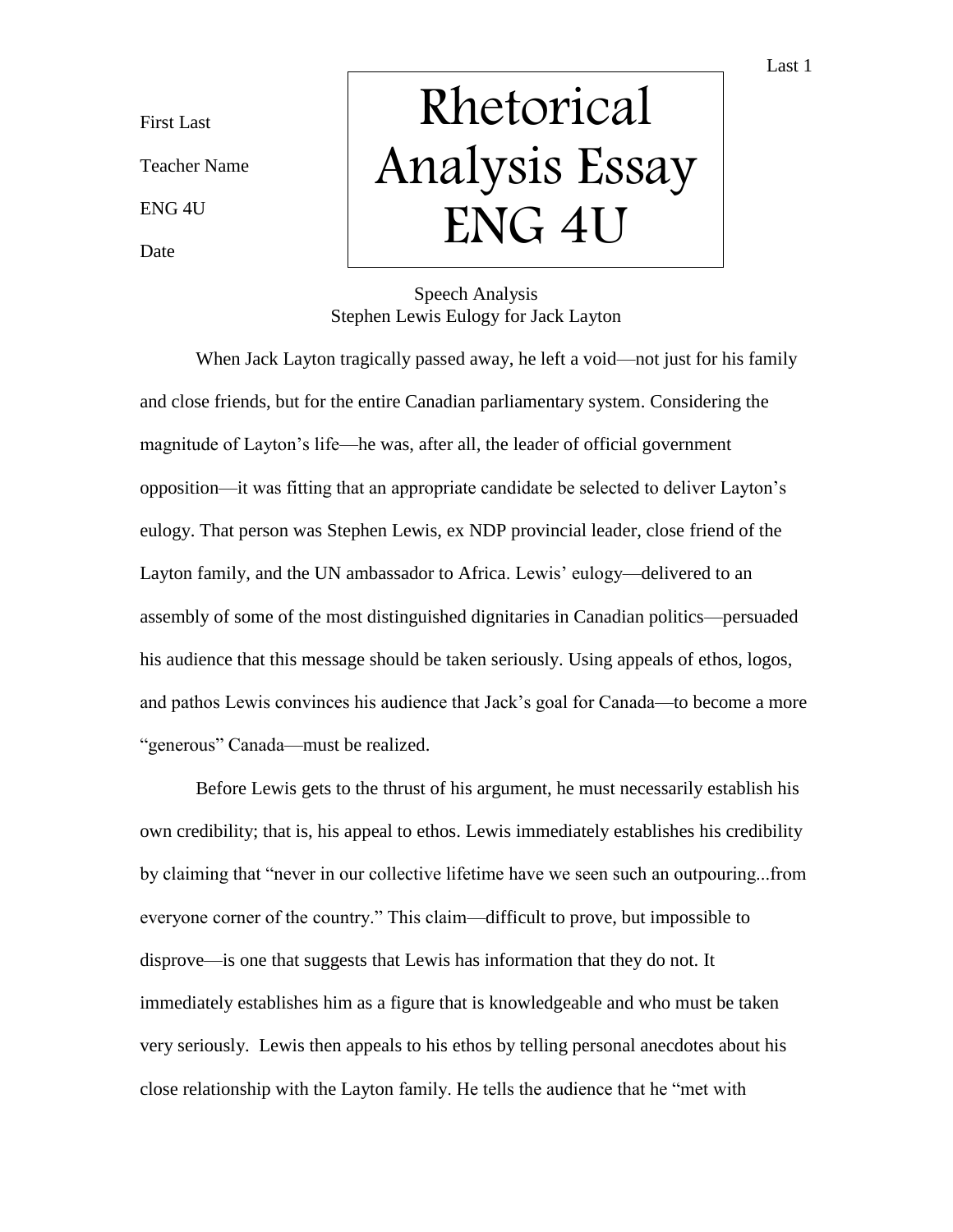First Last

Teacher Name

ENG 4U

Date

# Rhetorical Analysis Essay ENG 4U

Speech Analysis
Stephen Lewis Eulogy for Jack Layton

When Jack Layton tragically passed away, he left a void—not just for his family and close friends, but for the entire Canadian parliamentary system. Considering the magnitude of Layton's life—he was, after all, the leader of official government opposition—it was fitting that an appropriate candidate be selected to deliver Layton's eulogy. That person was Stephen Lewis, ex NDP provincial leader, close friend of the Layton family, and the UN ambassador to Africa. Lewis' eulogy—delivered to an assembly of some of the most distinguished dignitaries in Canadian politics—persuaded his audience that this message should be taken seriously. Using appeals of ethos, logos, and pathos Lewis convinces his audience that Jack's goal for Canada—to become a more "generous" Canada—must be realized.

Before Lewis gets to the thrust of his argument, he must necessarily establish his own credibility; that is, his appeal to ethos. Lewis immediately establishes his credibility by claiming that "never in our collective lifetime have we seen such an outpouring...from everyone corner of the country." This claim—difficult to prove, but impossible to disprove—is one that suggests that Lewis has information that they do not. It immediately establishes him as a figure that is knowledgeable and who must be taken very seriously. Lewis then appeals to his ethos by telling personal anecdotes about his close relationship with the Layton family. He tells the audience that he "met with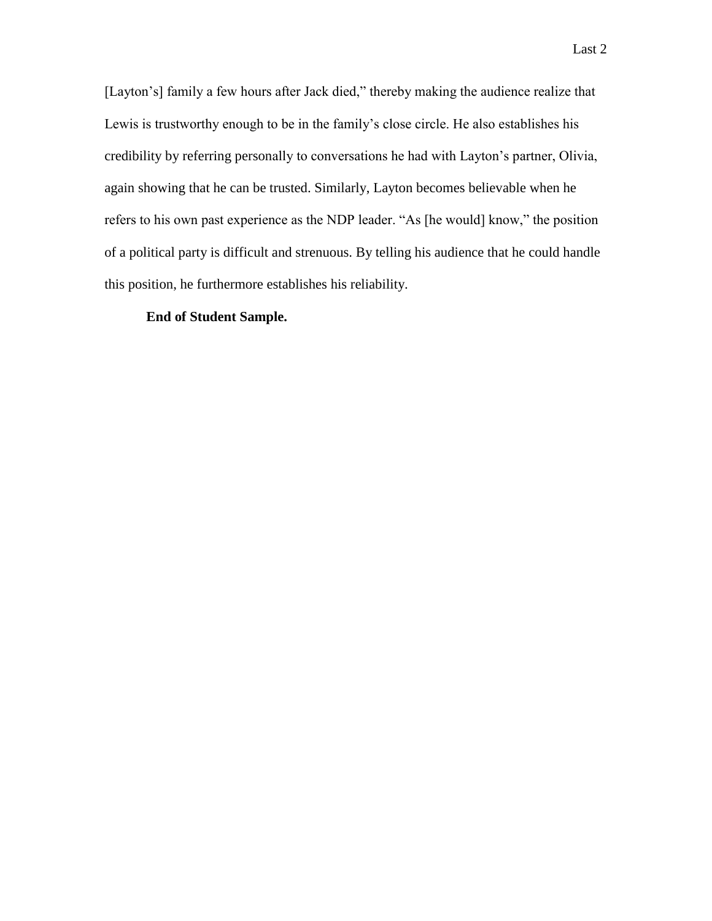[Layton's] family a few hours after Jack died," thereby making the audience realize that Lewis is trustworthy enough to be in the family's close circle. He also establishes his credibility by referring personally to conversations he had with Layton's partner, Olivia, again showing that he can be trusted. Similarly, Layton becomes believable when he refers to his own past experience as the NDP leader. "As [he would] know," the position of a political party is difficult and strenuous. By telling his audience that he could handle this position, he furthermore establishes his reliability.

**End of Student Sample.**